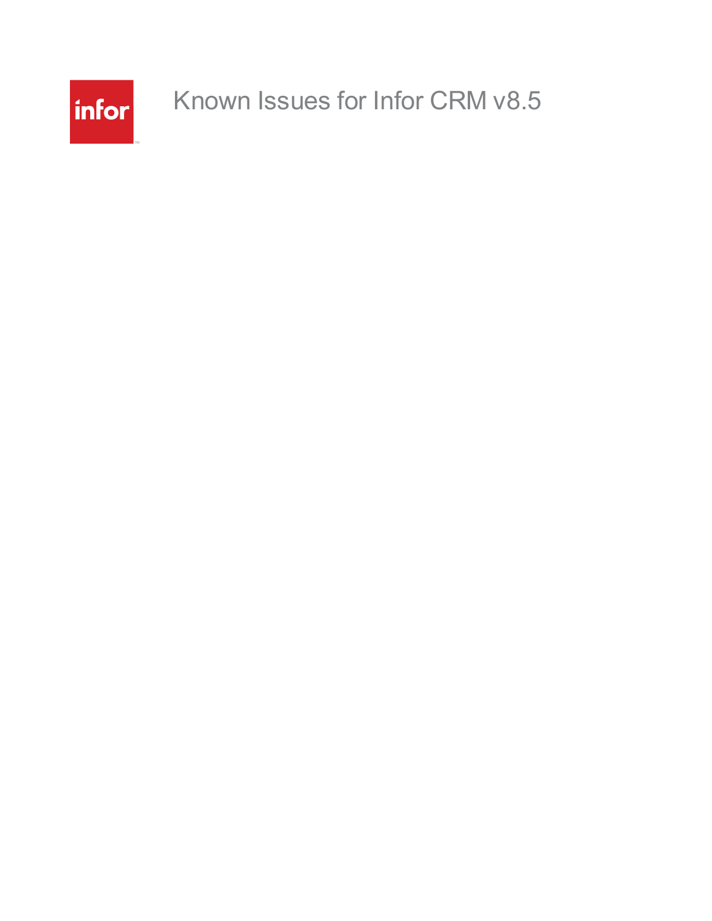# Known Issues for Infor CRM v8.5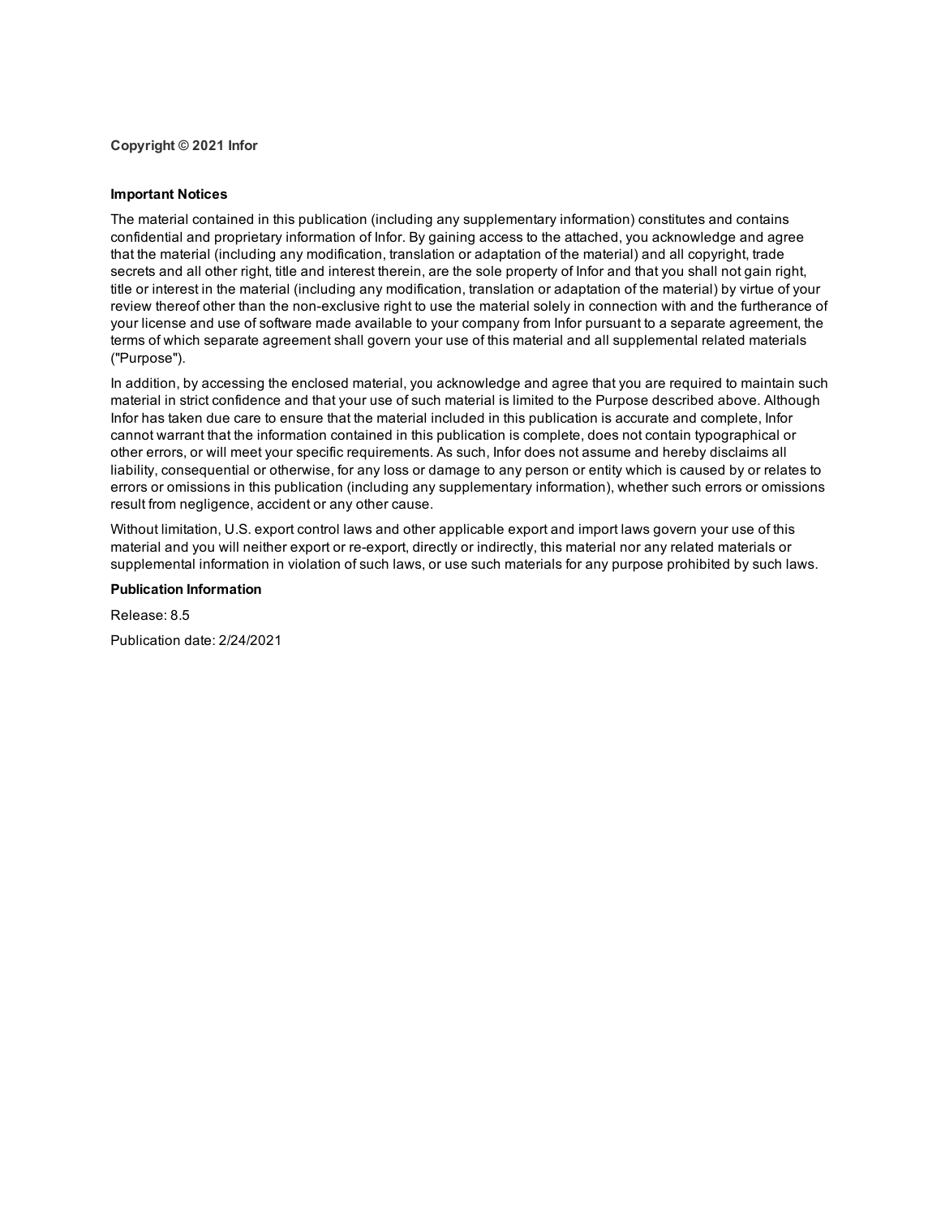**Copyright © 2021 Infor**

**Important Notices**

The material contained in this publication (including any supplementary information) constitutes and contains confidential and proprietary information of Infor. By gaining access to the attached, you acknowledge and agree that the material (including any modification, translation or adaptation of the material) and all copyright, trade secrets and all other right, title and interest therein, are the sole property of Infor and that you shall not gain right, title or interest in the material (including any modification, translation or adaptation of the material) by virtue of your review thereof other than the non-exclusive right to use the material solely in connection with and the furtherance of your license and use of software made available to your company from Infor pursuant to a separate agreement, the terms of which separate agreement shall govern your use of this material and all supplemental related materials ("Purpose").

In addition, by accessing the enclosed material, you acknowledge and agree that you are required to maintain such material in strict confidence and that your use of such material is limited to the Purpose described above. Although Infor has taken due care to ensure that the material included in this publication is accurate and complete, Infor cannot warrant that the information contained in this publication is complete, does not contain typographical or other errors, or will meet your specific requirements. As such, Infor does not assume and hereby disclaims all liability, consequential or otherwise, for any loss or damage to any person or entity which is caused by or relates to errors or omissions in this publication (including any supplementary information), whether such errors or omissions result from negligence, accident or any other cause.

Without limitation, U.S. export control laws and other applicable export and import laws govern your use of this material and you will neither export or re-export, directly or indirectly, this material nor any related materials or supplemental information in violation of such laws, or use such materials for any purpose prohibited by such laws.

**Publication Information**

Release: 8.5

Publication date: 2/24/2021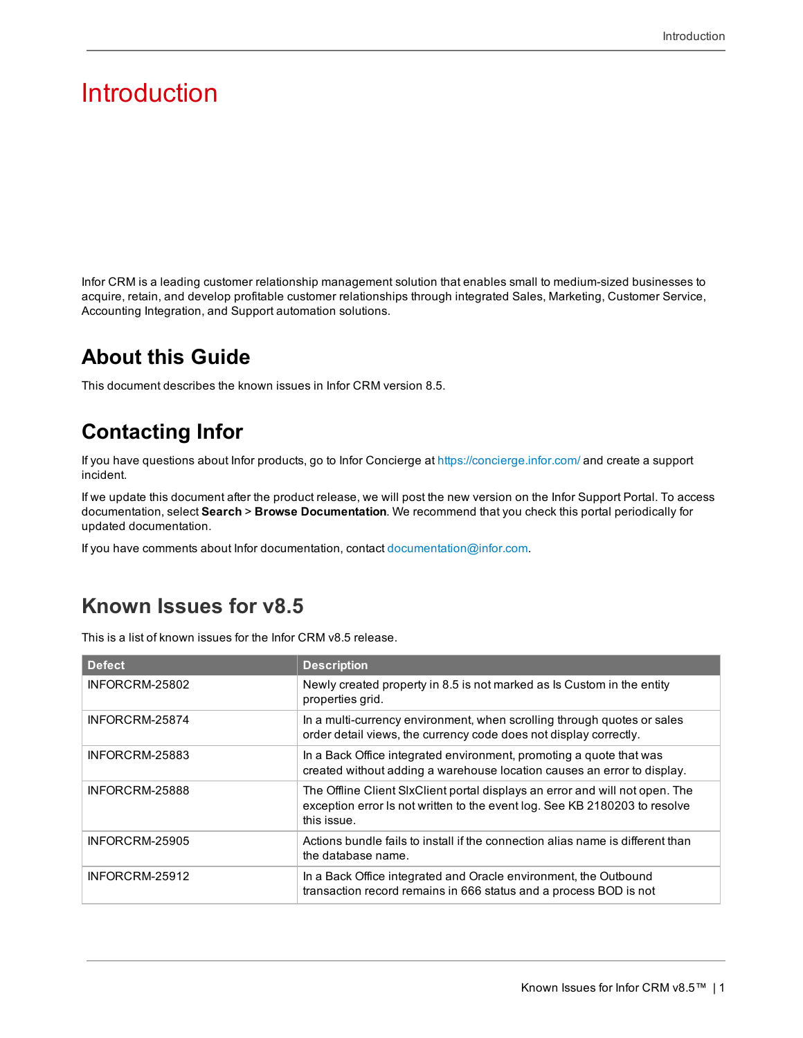# Introduction

Infor CRM is a leading customer relationship management solution that enables small to medium-sized businesses to acquire, retain, and develop profitable customer relationships through integrated Sales, Marketing, Customer Service, Accounting Integration, and Support automation solutions.

## About this Guide

This document describes the known issues in Infor CRM version 8.5.

## Contacting Infor

If you have questions about Infor products, go to Infor Concierge at https://concierge.infor.com/ and create a support incident.

If we update this document after the product release, we will post the new version on the Infor Support Portal. To access documentation, select **Search** > **Browse Documentation**. We recommend that you check this portal periodically for updated documentation.

If you have comments about Infor documentation, contact documentation@infor.com.

## Known Issues for v8.5

This is a list of known issues for the Infor CRM v8.5 release.

| Defect | Description |
|---|---|
| INFORCRM-25802 | Newly created property in 8.5 is not marked as Is Custom in the entity properties grid. |
| INFORCRM-25874 | In a multi-currency environment, when scrolling through quotes or sales order detail views, the currency code does not display correctly. |
| INFORCRM-25883 | In a Back Office integrated environment, promoting a quote that was created without adding a warehouse location causes an error to display. |
| INFORCRM-25888 | The Offline Client SlxClient portal displays an error and will not open. The exception error Is not written to the event log. See KB 2180203 to resolve this issue. |
| INFORCRM-25905 | Actions bundle fails to install if the connection alias name is different than the database name. |
| INFORCRM-25912 | In a Back Office integrated and Oracle environment, the Outbound transaction record remains in 666 status and a process BOD is not |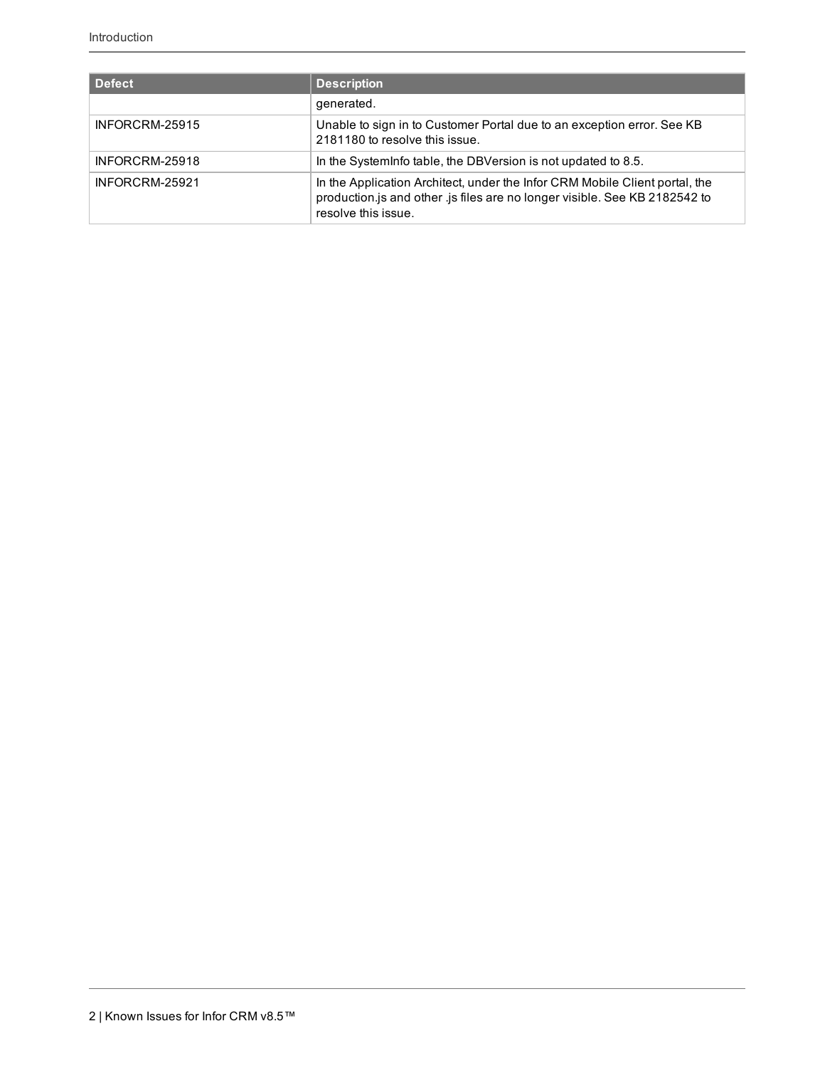| Defect | Description |
| --- | --- |
| | generated. |
| INFORCRM-25915 | Unable to sign in to Customer Portal due to an exception error. See KB 2181180 to resolve this issue. |
| INFORCRM-25918 | In the SystemInfo table, the DBVersion is not updated to 8.5. |
| INFORCRM-25921 | In the Application Architect, under the Infor CRM Mobile Client portal, the production.js and other .js files are no longer visible. See KB 2182542 to resolve this issue. |